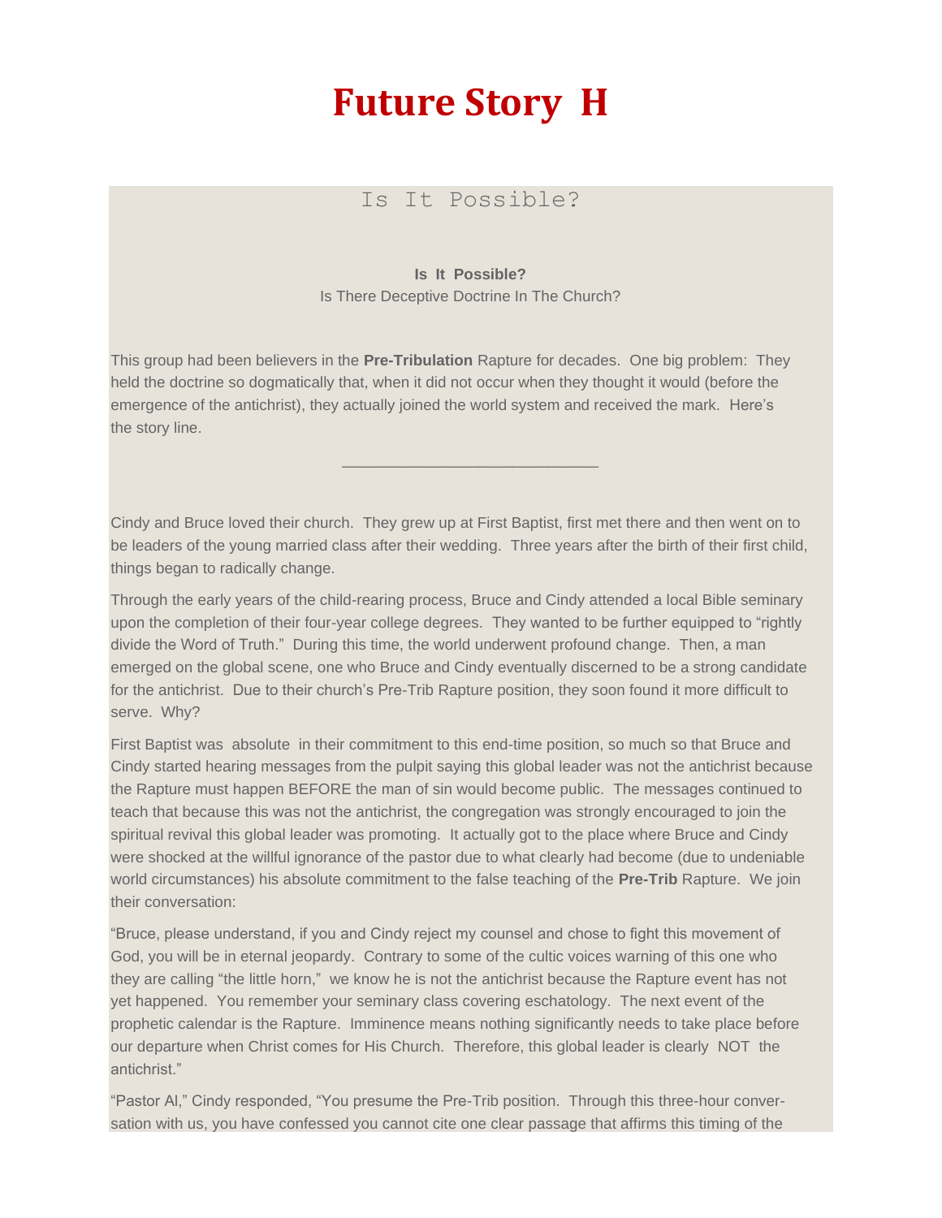# Future Story H

## Is It Possible?

**Is It Possible?**
Is There Deceptive Doctrine In The Church?

This group had been believers in the **Pre-Tribulation** Rapture for decades. One big problem: They held the doctrine so dogmatically that, when it did not occur when they thought it would (before the emergence of the antichrist), they actually joined the world system and received the mark. Here's the story line.

---

Cindy and Bruce loved their church. They grew up at First Baptist, first met there and then went on to be leaders of the young married class after their wedding. Three years after the birth of their first child, things began to radically change.

Through the early years of the child-rearing process, Bruce and Cindy attended a local Bible seminary upon the completion of their four-year college degrees. They wanted to be further equipped to "rightly divide the Word of Truth." During this time, the world underwent profound change. Then, a man emerged on the global scene, one who Bruce and Cindy eventually discerned to be a strong candidate for the antichrist. Due to their church's Pre-Trib Rapture position, they soon found it more difficult to serve. Why?

First Baptist was absolute in their commitment to this end-time position, so much so that Bruce and Cindy started hearing messages from the pulpit saying this global leader was not the antichrist because the Rapture must happen BEFORE the man of sin would become public. The messages continued to teach that because this was not the antichrist, the congregation was strongly encouraged to join the spiritual revival this global leader was promoting. It actually got to the place where Bruce and Cindy were shocked at the willful ignorance of the pastor due to what clearly had become (due to undeniable world circumstances) his absolute commitment to the false teaching of the **Pre-Trib** Rapture. We join their conversation:

"Bruce, please understand, if you and Cindy reject my counsel and chose to fight this movement of God, you will be in eternal jeopardy. Contrary to some of the cultic voices warning of this one who they are calling "the little horn," we know he is not the antichrist because the Rapture event has not yet happened. You remember your seminary class covering eschatology. The next event of the prophetic calendar is the Rapture. Imminence means nothing significantly needs to take place before our departure when Christ comes for His Church. Therefore, this global leader is clearly NOT the antichrist."

"Pastor Al," Cindy responded, "You presume the Pre-Trib position. Through this three-hour conversation with us, you have confessed you cannot cite one clear passage that affirms this timing of the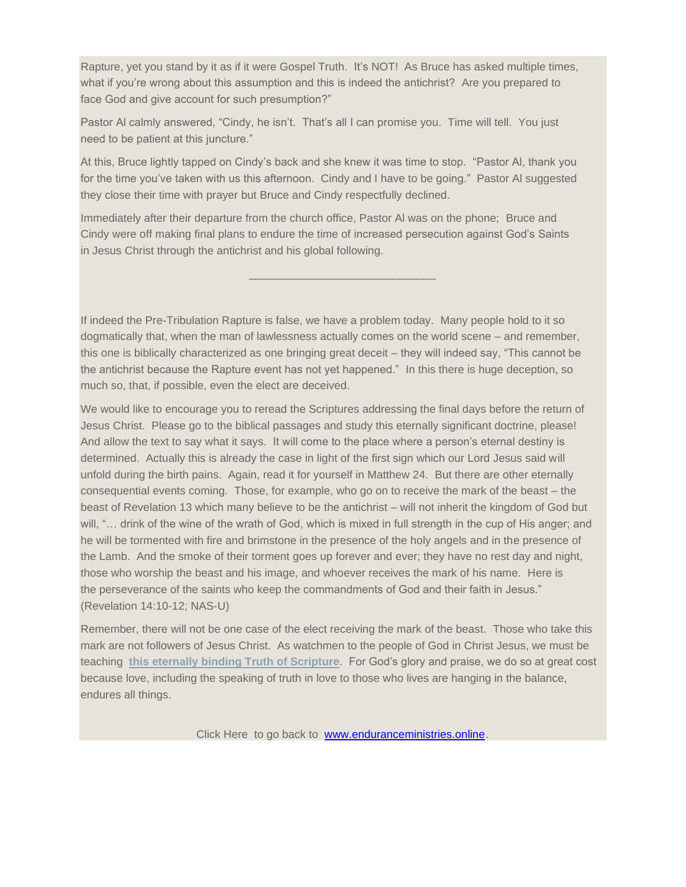Rapture, yet you stand by it as if it were Gospel Truth. It's NOT! As Bruce has asked multiple times, what if you're wrong about this assumption and this is indeed the antichrist? Are you prepared to face God and give account for such presumption?"

Pastor Al calmly answered, "Cindy, he isn't. That's all I can promise you. Time will tell. You just need to be patient at this juncture."

At this, Bruce lightly tapped on Cindy's back and she knew it was time to stop. "Pastor Al, thank you for the time you've taken with us this afternoon. Cindy and I have to be going." Pastor Al suggested they close their time with prayer but Bruce and Cindy respectfully declined.

Immediately after their departure from the church office, Pastor Al was on the phone; Bruce and Cindy were off making final plans to endure the time of increased persecution against God's Saints in Jesus Christ through the antichrist and his global following.

---

If indeed the Pre-Tribulation Rapture is false, we have a problem today. Many people hold to it so dogmatically that, when the man of lawlessness actually comes on the world scene – and remember, this one is biblically characterized as one bringing great deceit – they will indeed say, "This cannot be the antichrist because the Rapture event has not yet happened." In this there is huge deception, so much so, that, if possible, even the elect are deceived.

We would like to encourage you to reread the Scriptures addressing the final days before the return of Jesus Christ. Please go to the biblical passages and study this eternally significant doctrine, please! And allow the text to say what it says. It will come to the place where a person's eternal destiny is determined. Actually this is already the case in light of the first sign which our Lord Jesus said will unfold during the birth pains. Again, read it for yourself in Matthew 24. But there are other eternally consequential events coming. Those, for example, who go on to receive the mark of the beast – the beast of Revelation 13 which many believe to be the antichrist – will not inherit the kingdom of God but will, "… drink of the wine of the wrath of God, which is mixed in full strength in the cup of His anger; and he will be tormented with fire and brimstone in the presence of the holy angels and in the presence of the Lamb. And the smoke of their torment goes up forever and ever; they have no rest day and night, those who worship the beast and his image, and whoever receives the mark of his name. Here is the perseverance of the saints who keep the commandments of God and their faith in Jesus." (Revelation 14:10-12; NAS-U)

Remember, there will not be one case of the elect receiving the mark of the beast. Those who take this mark are not followers of Jesus Christ. As watchmen to the people of God in Christ Jesus, we must be teaching **this eternally binding Truth of Scripture**. For God's glory and praise, we do so at great cost because love, including the speaking of truth in love to those who lives are hanging in the balance, endures all things.

Click Here to go back to www.enduranceministries.online.